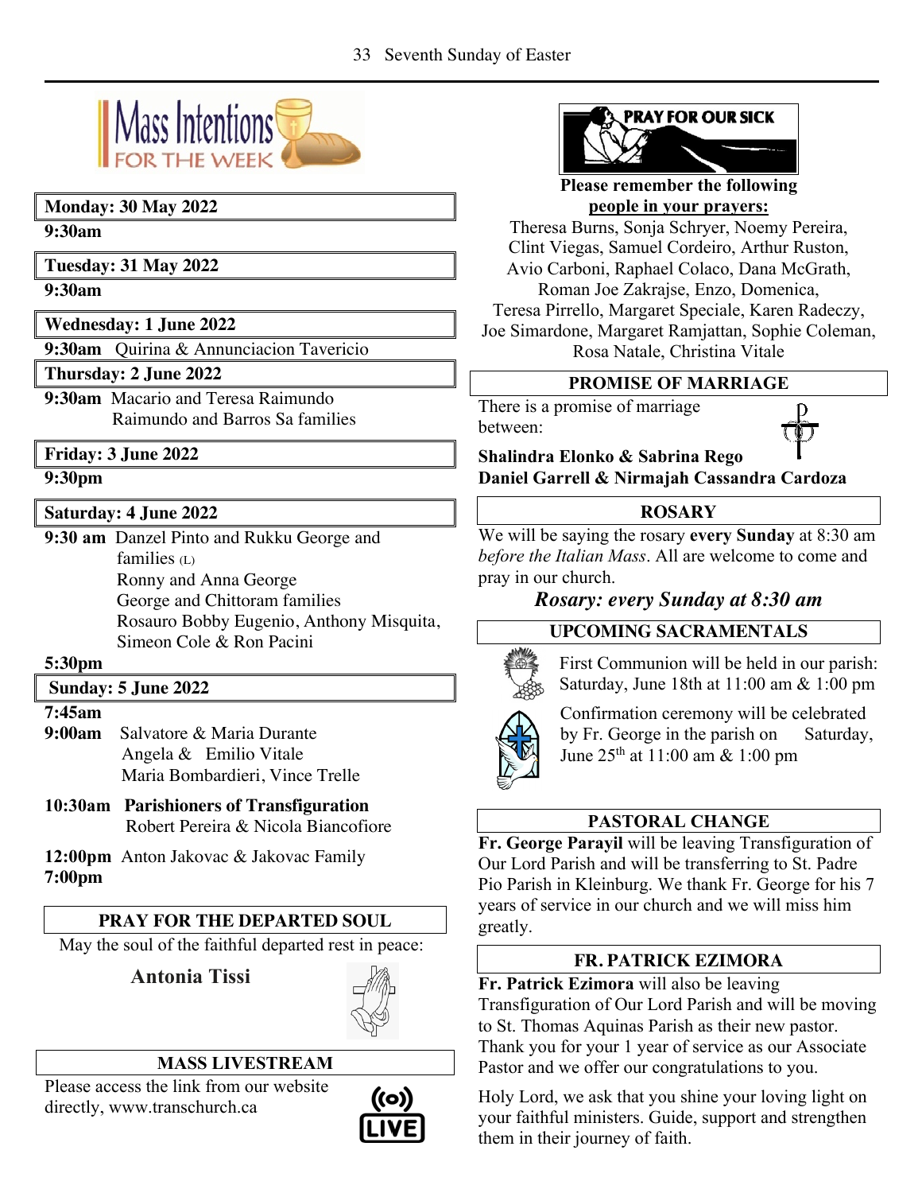# Mass Intentions FOR THE WEEK

**Monday: 30 May 2022**

**9:30am**

**Tuesday: 31 May 2022**

**9:30am**

**Wednesday: 1 June 2022**

**9:30am** Quirina & Annunciacion Tavericio

**Thursday: 2 June 2022**

**9:30am** Macario and Teresa Raimundo
Raimundo and Barros Sa families

**Friday: 3 June 2022**

**9:30pm**

**Saturday: 4 June 2022**

**9:30 am** Danzel Pinto and Rukku George and families (L)
Ronny and Anna George
George and Chittoram families
Rosauro Bobby Eugenio, Anthony Misquita, Simeon Cole & Ron Pacini

**5:30pm**

**Sunday: 5 June 2022**

**7:45am**

**9:00am** Salvatore & Maria Durante
Angela & Emilio Vitale
Maria Bombardieri, Vince Trelle

**10:30am** **Parishioners of Transfiguration**
Robert Pereira & Nicola Biancofiore

**12:00pm** Anton Jakovac & Jakovac Family

**7:00pm**

## PRAY FOR THE DEPARTED SOUL

May the soul of the faithful departed rest in peace:

**Antonia Tissi**

## MASS LIVESTREAM

Please access the link from our website directly, www.transchurch.ca

LIVE

## PRAY FOR OUR SICK

**Please remember the following people in your prayers:**

Theresa Burns, Sonja Schryer, Noemy Pereira, Clint Viegas, Samuel Cordeiro, Arthur Ruston, Avio Carboni, Raphael Colaco, Dana McGrath, Roman Joe Zakrajse, Enzo, Domenica, Teresa Pirrello, Margaret Speciale, Karen Radeczy, Joe Simardone, Margaret Ramjattan, Sophie Coleman, Rosa Natale, Christina Vitale

## PROMISE OF MARRIAGE

There is a promise of marriage between:

**Shalindra Elonko & Sabrina Rego**
**Daniel Garrell & Nirmajah Cassandra Cardoza**

## ROSARY

We will be saying the rosary **every Sunday** at 8:30 am *before the Italian Mass*. All are welcome to come and pray in our church.

***Rosary: every Sunday at 8:30 am***

## UPCOMING SACRAMENTALS

First Communion will be held in our parish: Saturday, June 18th at 11:00 am & 1:00 pm

Confirmation ceremony will be celebrated by Fr. George in the parish on Saturday, June 25th at 11:00 am & 1:00 pm

## PASTORAL CHANGE

**Fr. George Parayil** will be leaving Transfiguration of Our Lord Parish and will be transferring to St. Padre Pio Parish in Kleinburg. We thank Fr. George for his 7 years of service in our church and we will miss him greatly.

## FR. PATRICK EZIMORA

**Fr. Patrick Ezimora** will also be leaving Transfiguration of Our Lord Parish and will be moving to St. Thomas Aquinas Parish as their new pastor. Thank you for your 1 year of service as our Associate Pastor and we offer our congratulations to you.

Holy Lord, we ask that you shine your loving light on your faithful ministers. Guide, support and strengthen them in their journey of faith.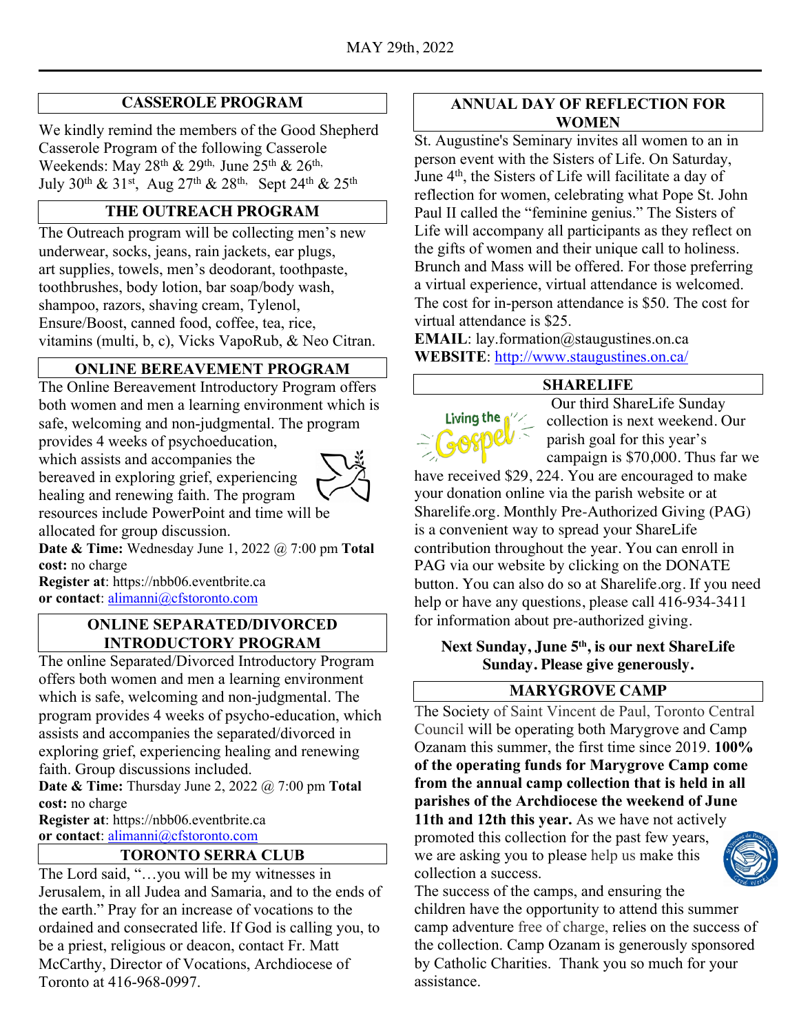MAY 29th, 2022

## CASSEROLE PROGRAM

We kindly remind the members of the Good Shepherd Casserole Program of the following Casserole Weekends: May 28th & 29th, June 25th & 26th, July 30th & 31st, Aug 27th & 28th, Sept 24th & 25th

## THE OUTREACH PROGRAM

The Outreach program will be collecting men's new underwear, socks, jeans, rain jackets, ear plugs, art supplies, towels, men's deodorant, toothpaste, toothbrushes, body lotion, bar soap/body wash, shampoo, razors, shaving cream, Tylenol, Ensure/Boost, canned food, coffee, tea, rice, vitamins (multi, b, c), Vicks VapoRub, & Neo Citran.

## ONLINE BEREAVEMENT PROGRAM

The Online Bereavement Introductory Program offers both women and men a learning environment which is safe, welcoming and non-judgmental. The program provides 4 weeks of psychoeducation, which assists and accompanies the bereaved in exploring grief, experiencing healing and renewing faith. The program resources include PowerPoint and time will be allocated for group discussion.

**Date & Time:** Wednesday June 1, 2022 @ 7:00 pm **Total cost:** no charge

**Register at**: https://nbb06.eventbrite.ca

**or contact**: alimanni@cfstoronto.com

## ONLINE SEPARATED/DIVORCED INTRODUCTORY PROGRAM

The online Separated/Divorced Introductory Program offers both women and men a learning environment which is safe, welcoming and non-judgmental. The program provides 4 weeks of psycho-education, which assists and accompanies the separated/divorced in exploring grief, experiencing healing and renewing faith. Group discussions included.

**Date & Time:** Thursday June 2, 2022 @ 7:00 pm **Total cost:** no charge

**Register at**: https://nbb06.eventbrite.ca

**or contact**: alimanni@cfstoronto.com

## TORONTO SERRA CLUB

The Lord said, "…you will be my witnesses in Jerusalem, in all Judea and Samaria, and to the ends of the earth." Pray for an increase of vocations to the ordained and consecrated life. If God is calling you, to be a priest, religious or deacon, contact Fr. Matt McCarthy, Director of Vocations, Archdiocese of Toronto at 416-968-0997.

## ANNUAL DAY OF REFLECTION FOR WOMEN

St. Augustine's Seminary invites all women to an in person event with the Sisters of Life. On Saturday, June 4th, the Sisters of Life will facilitate a day of reflection for women, celebrating what Pope St. John Paul II called the "feminine genius." The Sisters of Life will accompany all participants as they reflect on the gifts of women and their unique call to holiness. Brunch and Mass will be offered. For those preferring a virtual experience, virtual attendance is welcomed. The cost for in-person attendance is $50. The cost for virtual attendance is $25.

**EMAIL**: lay.formation@staugustines.on.ca

**WEBSITE**: http://www.staugustines.on.ca/

## SHARELIFE

Living the Gospel

Our third ShareLife Sunday collection is next weekend. Our parish goal for this year's campaign is $70,000. Thus far we have received $29, 224. You are encouraged to make your donation online via the parish website or at Sharelife.org. Monthly Pre-Authorized Giving (PAG) is a convenient way to spread your ShareLife contribution throughout the year. You can enroll in PAG via our website by clicking on the DONATE button. You can also do so at Sharelife.org. If you need help or have any questions, please call 416-934-3411 for information about pre-authorized giving.

**Next Sunday, June 5th, is our next ShareLife Sunday. Please give generously.**

## MARYGROVE CAMP

The Society of Saint Vincent de Paul, Toronto Central Council will be operating both Marygrove and Camp Ozanam this summer, the first time since 2019. **100% of the operating funds for Marygrove Camp come from the annual camp collection that is held in all parishes of the Archdiocese the weekend of June 11th and 12th this year.** As we have not actively promoted this collection for the past few years, we are asking you to please help us make this collection a success.

The success of the camps, and ensuring the children have the opportunity to attend this summer camp adventure free of charge, relies on the success of the collection. Camp Ozanam is generously sponsored by Catholic Charities. Thank you so much for your assistance.